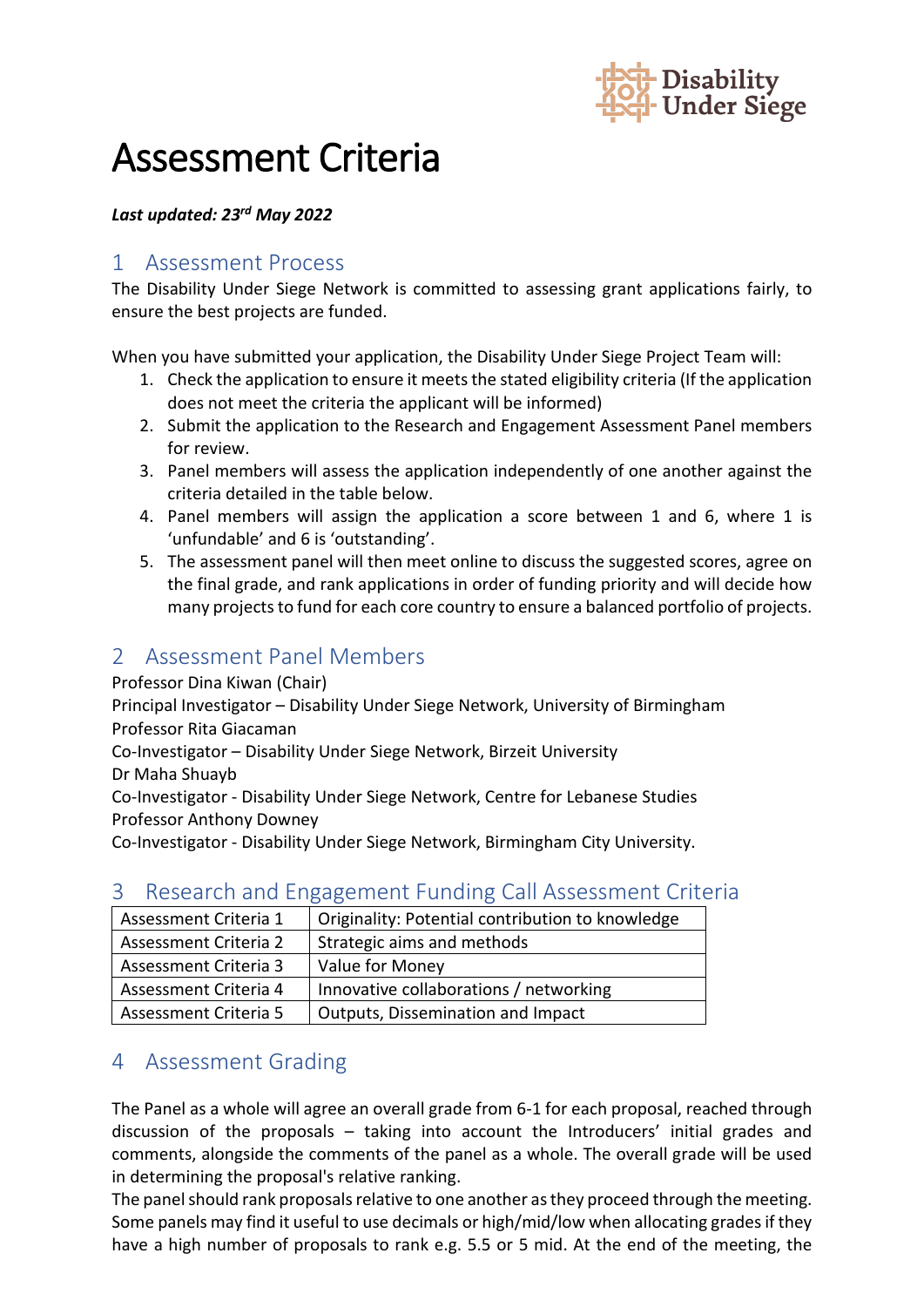# Assessment Criteria

***Last updated: 23rd May 2022***

## 1 Assessment Process

The Disability Under Siege Network is committed to assessing grant applications fairly, to ensure the best projects are funded.

When you have submitted your application, the Disability Under Siege Project Team will:

1. Check the application to ensure it meets the stated eligibility criteria (If the application does not meet the criteria the applicant will be informed)
2. Submit the application to the Research and Engagement Assessment Panel members for review.
3. Panel members will assess the application independently of one another against the criteria detailed in the table below.
4. Panel members will assign the application a score between 1 and 6, where 1 is 'unfundable' and 6 is 'outstanding'.
5. The assessment panel will then meet online to discuss the suggested scores, agree on the final grade, and rank applications in order of funding priority and will decide how many projects to fund for each core country to ensure a balanced portfolio of projects.

## 2 Assessment Panel Members

Professor Dina Kiwan (Chair)
Principal Investigator – Disability Under Siege Network, University of Birmingham
Professor Rita Giacaman
Co-Investigator – Disability Under Siege Network, Birzeit University
Dr Maha Shuayb
Co-Investigator - Disability Under Siege Network, Centre for Lebanese Studies
Professor Anthony Downey
Co-Investigator - Disability Under Siege Network, Birmingham City University.

## 3 Research and Engagement Funding Call Assessment Criteria

| Assessment Criteria 1 | Originality: Potential contribution to knowledge |
|---|---|
| Assessment Criteria 2 | Strategic aims and methods |
| Assessment Criteria 3 | Value for Money |
| Assessment Criteria 4 | Innovative collaborations / networking |
| Assessment Criteria 5 | Outputs, Dissemination and Impact |

## 4 Assessment Grading

The Panel as a whole will agree an overall grade from 6-1 for each proposal, reached through discussion of the proposals – taking into account the Introducers' initial grades and comments, alongside the comments of the panel as a whole. The overall grade will be used in determining the proposal's relative ranking.

The panel should rank proposals relative to one another as they proceed through the meeting. Some panels may find it useful to use decimals or high/mid/low when allocating grades if they have a high number of proposals to rank e.g. 5.5 or 5 mid. At the end of the meeting, the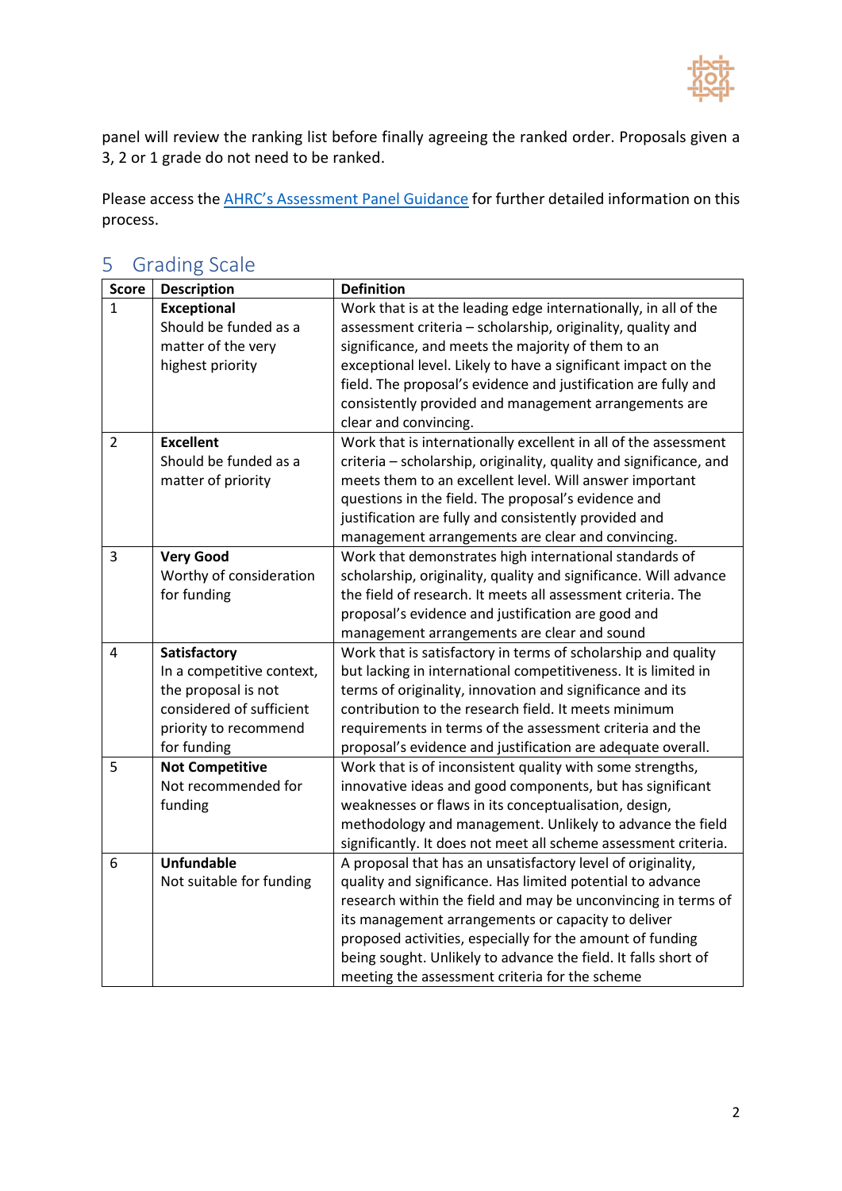panel will review the ranking list before finally agreeing the ranked order. Proposals given a 3, 2 or 1 grade do not need to be ranked.

Please access the [AHRC's Assessment Panel Guidance]() for further detailed information on this process.

## 5 Grading Scale

| Score | Description | Definition |
|---|---|---|
| 1 | **Exceptional** Should be funded as a matter of the very highest priority | Work that is at the leading edge internationally, in all of the assessment criteria – scholarship, originality, quality and significance, and meets the majority of them to an exceptional level. Likely to have a significant impact on the field. The proposal's evidence and justification are fully and consistently provided and management arrangements are clear and convincing. |
| 2 | **Excellent** Should be funded as a matter of priority | Work that is internationally excellent in all of the assessment criteria – scholarship, originality, quality and significance, and meets them to an excellent level. Will answer important questions in the field. The proposal's evidence and justification are fully and consistently provided and management arrangements are clear and convincing. |
| 3 | **Very Good** Worthy of consideration for funding | Work that demonstrates high international standards of scholarship, originality, quality and significance. Will advance the field of research. It meets all assessment criteria. The proposal's evidence and justification are good and management arrangements are clear and sound |
| 4 | **Satisfactory** In a competitive context, the proposal is not considered of sufficient priority to recommend for funding | Work that is satisfactory in terms of scholarship and quality but lacking in international competitiveness. It is limited in terms of originality, innovation and significance and its contribution to the research field. It meets minimum requirements in terms of the assessment criteria and the proposal's evidence and justification are adequate overall. |
| 5 | **Not Competitive** Not recommended for funding | Work that is of inconsistent quality with some strengths, innovative ideas and good components, but has significant weaknesses or flaws in its conceptualisation, design, methodology and management. Unlikely to advance the field significantly. It does not meet all scheme assessment criteria. |
| 6 | **Unfundable** Not suitable for funding | A proposal that has an unsatisfactory level of originality, quality and significance. Has limited potential to advance research within the field and may be unconvincing in terms of its management arrangements or capacity to deliver proposed activities, especially for the amount of funding being sought. Unlikely to advance the field. It falls short of meeting the assessment criteria for the scheme |